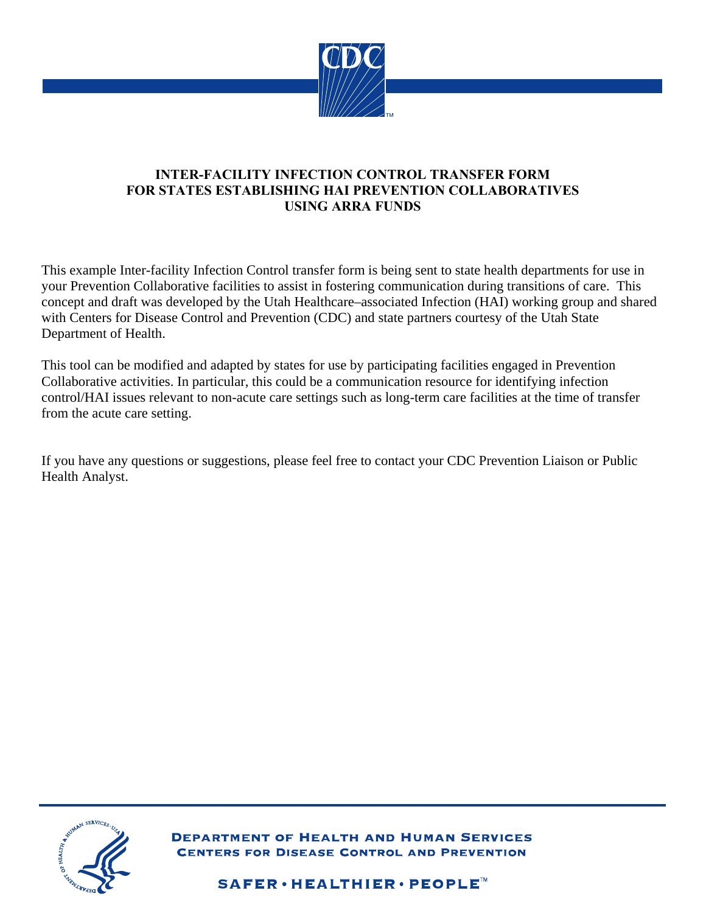# INTER-FACILITY INFECTION CONTROL TRANSFER FORM FOR STATES ESTABLISHING HAI PREVENTION COLLABORATIVES USING ARRA FUNDS

This example Inter-facility Infection Control transfer form is being sent to state health departments for use in your Prevention Collaborative facilities to assist in fostering communication during transitions of care. This concept and draft was developed by the Utah Healthcare–associated Infection (HAI) working group and shared with Centers for Disease Control and Prevention (CDC) and state partners courtesy of the Utah State Department of Health.

This tool can be modified and adapted by states for use by participating facilities engaged in Prevention Collaborative activities. In particular, this could be a communication resource for identifying infection control/HAI issues relevant to non-acute care settings such as long-term care facilities at the time of transfer from the acute care setting.

If you have any questions or suggestions, please feel free to contact your CDC Prevention Liaison or Public Health Analyst.

DEPARTMENT OF HEALTH AND HUMAN SERVICES
CENTERS FOR DISEASE CONTROL AND PREVENTION

SAFER • HEALTHIER • PEOPLE™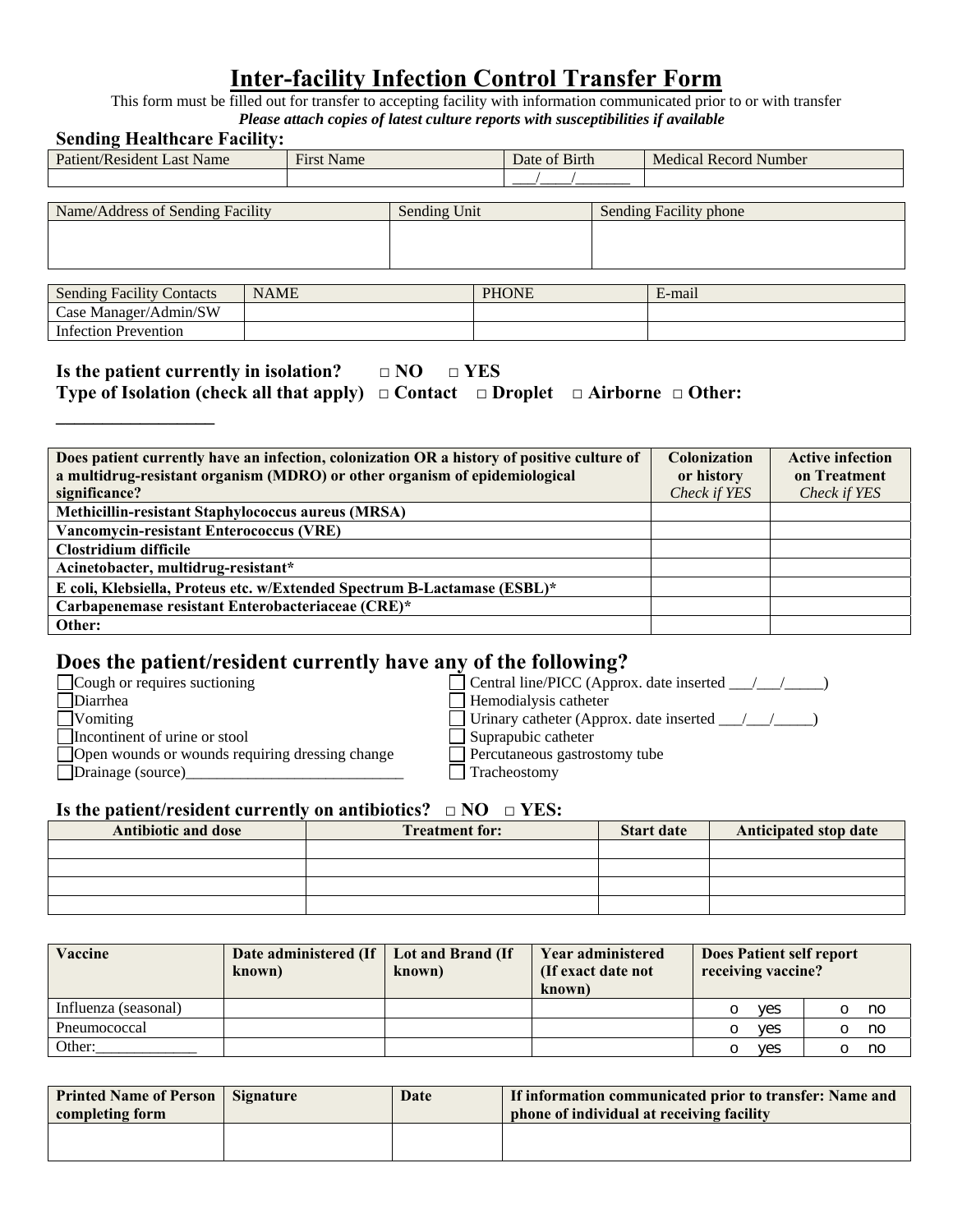# Inter-facility Infection Control Transfer Form

This form must be filled out for transfer to accepting facility with information communicated prior to or with transfer

***Please attach copies of latest culture reports with susceptibilities if available***

**Sending Healthcare Facility:**

| Patient/Resident Last Name | First Name | Date of Birth | Medical Record Number |
|---|---|---|---|
| | | ___/____/_______ | |

| Name/Address of Sending Facility | Sending Unit | Sending Facility phone |
|---|---|---|
| | | |

| Sending Facility Contacts | NAME | PHONE | E-mail |
|---|---|---|---|
| Case Manager/Admin/SW | | | |
| Infection Prevention | | | |

**Is the patient currently in isolation? □ NO □ YES**

**Type of Isolation (check all that apply) □ Contact □ Droplet □ Airborne □ Other: ________________**

| Does patient currently have an infection, colonization OR a history of positive culture of a multidrug-resistant organism (MDRO) or other organism of epidemiological significance? | Colonization or history *Check if YES* | Active infection on Treatment *Check if YES* |
|---|---|---|
| **Methicillin-resistant Staphylococcus aureus (MRSA)** | | |
| **Vancomycin-resistant Enterococcus (VRE)** | | |
| **Clostridium difficile** | | |
| **Acinetobacter, multidrug-resistant*** | | |
| **E coli, Klebsiella, Proteus etc. w/Extended Spectrum B-Lactamase (ESBL)*** | | |
| **Carbapenemase resistant Enterobacteriaceae (CRE)*** | | |
| **Other:** | | |

## Does the patient/resident currently have any of the following?

- ☐ Cough or requires suctioning
- ☐ Diarrhea
- ☐ Vomiting
- ☐ Incontinent of urine or stool
- ☐ Open wounds or wounds requiring dressing change
- ☐ Drainage (source)____________________________
- ☐ Central line/PICC (Approx. date inserted ___/___/_____)
- ☐ Hemodialysis catheter
- ☐ Urinary catheter (Approx. date inserted ___/___/_____)
- ☐ Suprapubic catheter
- ☐ Percutaneous gastrostomy tube
- ☐ Tracheostomy

**Is the patient/resident currently on antibiotics? □ NO □ YES:**

| Antibiotic and dose | Treatment for: | Start date | Anticipated stop date |
|---|---|---|---|
| | | | |
| | | | |
| | | | |
| | | | |

| Vaccine | Date administered (If known) | Lot and Brand (If known) | Year administered (If exact date not known) | Does Patient self report receiving vaccine? | |
|---|---|---|---|---|---|
| Influenza (seasonal) | | | | o yes | o no |
| Pneumococcal | | | | o yes | o no |
| Other:_____________ | | | | o yes | o no |

| Printed Name of Person completing form | Signature | Date | If information communicated prior to transfer: Name and phone of individual at receiving facility |
|---|---|---|---|
| | | | |